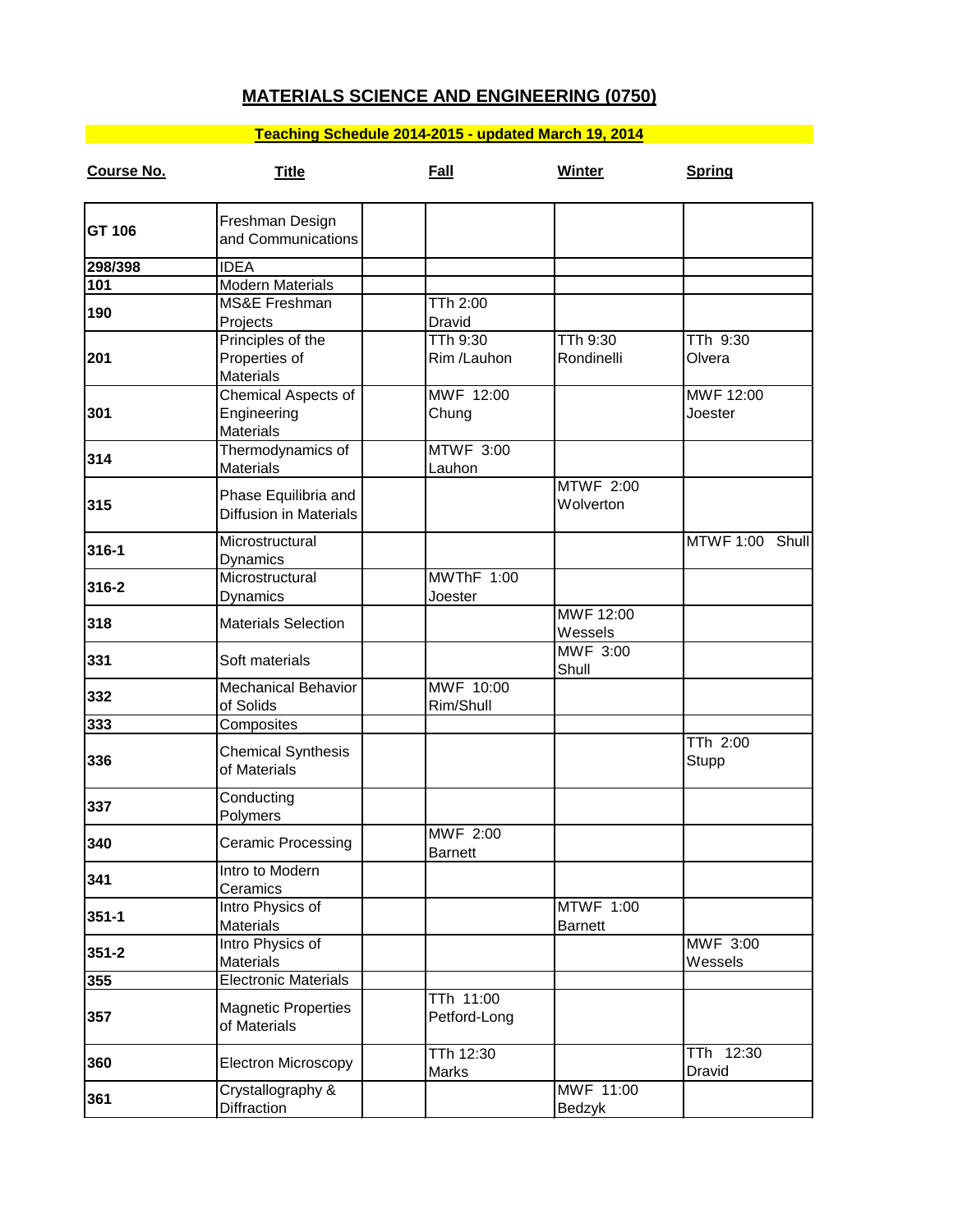# MATERIALS SCIENCE AND ENGINEERING (0750)

## Teaching Schedule 2014-2015 - updated March 19, 2014

| Course No. | Title | | Fall | Winter | Spring |
|---|---|---|---|---|---|
| **GT 106** | Freshman Design and Communications | | | | |
| **298/398** | IDEA | | | | |
| **101** | Modern Materials | | | | |
| **190** | MS&E Freshman Projects | | TTh 2:00 Dravid | | |
| **201** | Principles of the Properties of Materials | | TTh 9:30 Rim /Lauhon | TTh 9:30 Rondinelli | TTh 9:30 Olvera |
| **301** | Chemical Aspects of Engineering Materials | | MWF 12:00 Chung | | MWF 12:00 Joester |
| **314** | Thermodynamics of Materials | | MTWF 3:00 Lauhon | | |
| **315** | Phase Equilibria and Diffusion in Materials | | | MTWF 2:00 Wolverton | |
| **316-1** | Microstructural Dynamics | | | | MTWF 1:00 Shull |
| **316-2** | Microstructural Dynamics | | MWThF 1:00 Joester | | |
| **318** | Materials Selection | | | MWF 12:00 Wessels | |
| **331** | Soft materials | | | MWF 3:00 Shull | |
| **332** | Mechanical Behavior of Solids | | MWF 10:00 Rim/Shull | | |
| **333** | Composites | | | | |
| **336** | Chemical Synthesis of Materials | | | | TTh 2:00 Stupp |
| **337** | Conducting Polymers | | | | |
| **340** | Ceramic Processing | | MWF 2:00 Barnett | | |
| **341** | Intro to Modern Ceramics | | | | |
| **351-1** | Intro Physics of Materials | | | MTWF 1:00 Barnett | |
| **351-2** | Intro Physics of Materials | | | | MWF 3:00 Wessels |
| **355** | Electronic Materials | | | | |
| **357** | Magnetic Properties of Materials | | TTh 11:00 Petford-Long | | |
| **360** | Electron Microscopy | | TTh 12:30 Marks | | TTh 12:30 Dravid |
| **361** | Crystallography & Diffraction | | | MWF 11:00 Bedzyk | |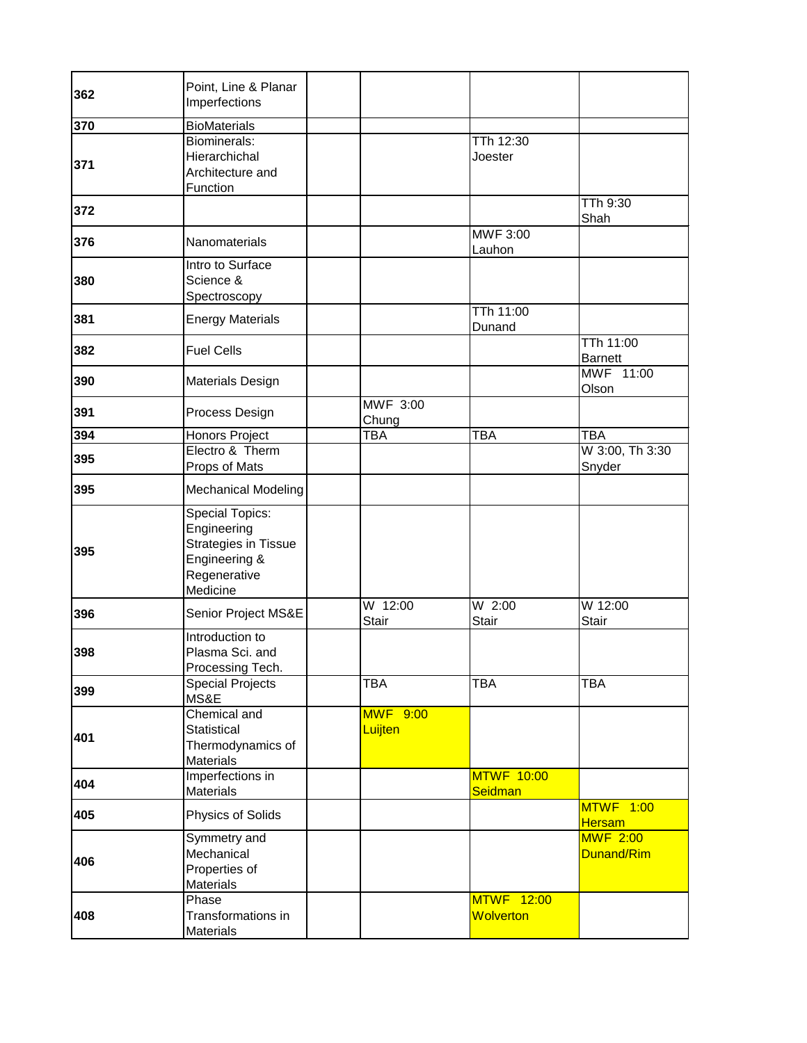| | | | | | |
|---|---|---|---|---|---|
| 362 | Point, Line & Planar Imperfections | | | | |
| 370 | BioMaterials | | | | |
| 371 | Biominerals: Hierarchichal Architecture and Function | | | TTh 12:30 Joester | |
| 372 | | | | | TTh 9:30 Shah |
| 376 | Nanomaterials | | | MWF 3:00 Lauhon | |
| 380 | Intro to Surface Science & Spectroscopy | | | | |
| 381 | Energy Materials | | | TTh 11:00 Dunand | |
| 382 | Fuel Cells | | | | TTh 11:00 Barnett |
| 390 | Materials Design | | | | MWF 11:00 Olson |
| 391 | Process Design | | MWF 3:00 Chung | | |
| 394 | Honors Project | | TBA | TBA | TBA |
| 395 | Electro & Therm Props of Mats | | | | W 3:00, Th 3:30 Snyder |
| 395 | Mechanical Modeling | | | | |
| 395 | Special Topics: Engineering Strategies in Tissue Engineering & Regenerative Medicine | | | | |
| 396 | Senior Project MS&E | | W 12:00 Stair | W 2:00 Stair | W 12:00 Stair |
| 398 | Introduction to Plasma Sci. and Processing Tech. | | | | |
| 399 | Special Projects MS&E | | TBA | TBA | TBA |
| 401 | Chemical and Statistical Thermodynamics of Materials | | MWF 9:00 Luijten | | |
| 404 | Imperfections in Materials | | | MTWF 10:00 Seidman | |
| 405 | Physics of Solids | | | | MTWF 1:00 Hersam |
| 406 | Symmetry and Mechanical Properties of Materials | | | | MWF 2:00 Dunand/Rim |
| 408 | Phase Transformations in Materials | | | MTWF 12:00 Wolverton | |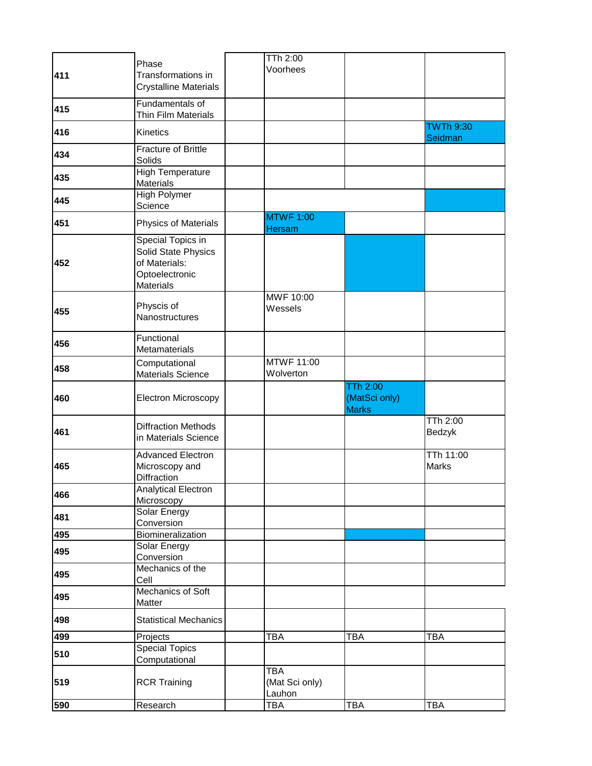| | | | | | |
|---|---|---|---|---|---|
| 411 | Phase Transformations in Crystalline Materials | | TTh 2:00 Voorhees | | |
| 415 | Fundamentals of Thin Film Materials | | | | |
| 416 | Kinetics | | | | TWTh 9:30 Seidman |
| 434 | Fracture of Brittle Solids | | | | |
| 435 | High Temperature Materials | | | | |
| 445 | High Polymer Science | | | | |
| 451 | Physics of Materials | | MTWF 1:00 Hersam | | |
| 452 | Special Topics in Solid State Physics of Materials: Optoelectronic Materials | | | | |
| 455 | Physcis of Nanostructures | | MWF 10:00 Wessels | | |
| 456 | Functional Metamaterials | | | | |
| 458 | Computational Materials Science | | MTWF 11:00 Wolverton | | |
| 460 | Electron Microscopy | | | TTh 2:00 (MatSci only) Marks | |
| 461 | Diffraction Methods in Materials Science | | | | TTh 2:00 Bedzyk |
| 465 | Advanced Electron Microscopy and Diffraction | | | | TTh 11:00 Marks |
| 466 | Analytical Electron Microscopy | | | | |
| 481 | Solar Energy Conversion | | | | |
| 495 | Biomineralization | | | | |
| 495 | Solar Energy Conversion | | | | |
| 495 | Mechanics of the Cell | | | | |
| 495 | Mechanics of Soft Matter | | | | |
| 498 | Statistical Mechanics | | | | |
| 499 | Projects | | TBA | TBA | TBA |
| 510 | Special Topics Computational | | | | |
| 519 | RCR Training | | TBA (Mat Sci only) Lauhon | | |
| 590 | Research | | TBA | TBA | TBA |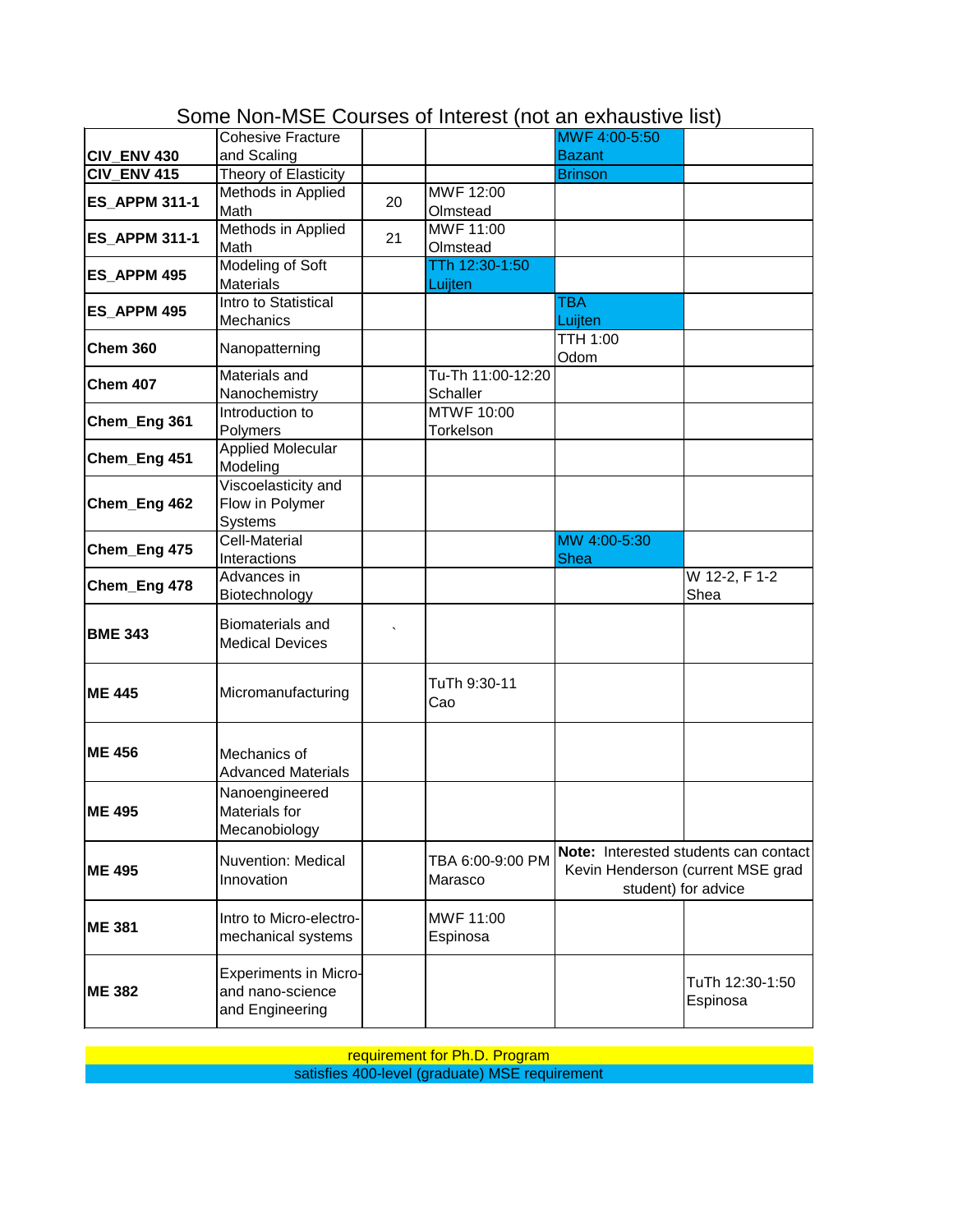# Some Non-MSE Courses of Interest (not an exhaustive list)

| | | | | | |
|---|---|---|---|---|---|
| **CIV_ENV 430** | Cohesive Fracture and Scaling | | | MWF 4:00-5:50 Bazant | |
| **CIV_ENV 415** | Theory of Elasticity | | | Brinson | |
| **ES_APPM 311-1** | Methods in Applied Math | 20 | MWF 12:00 Olmstead | | |
| **ES_APPM 311-1** | Methods in Applied Math | 21 | MWF 11:00 Olmstead | | |
| **ES_APPM 495** | Modeling of Soft Materials | | TTh 12:30-1:50 Luijten | | |
| **ES_APPM 495** | Intro to Statistical Mechanics | | | TBA Luijten | |
| **Chem 360** | Nanopatterning | | | TTH 1:00 Odom | |
| **Chem 407** | Materials and Nanochemistry | | Tu-Th 11:00-12:20 Schaller | | |
| **Chem_Eng 361** | Introduction to Polymers | | MTWF 10:00 Torkelson | | |
| **Chem_Eng 451** | Applied Molecular Modeling | | | | |
| **Chem_Eng 462** | Viscoelasticity and Flow in Polymer Systems | | | | |
| **Chem_Eng 475** | Cell-Material Interactions | | | MW 4:00-5:30 Shea | |
| **Chem_Eng 478** | Advances in Biotechnology | | | | W 12-2, F 1-2 Shea |
| **BME 343** | Biomaterials and Medical Devices | ` | | | |
| **ME 445** | Micromanufacturing | | TuTh 9:30-11 Cao | | |
| **ME 456** | Mechanics of Advanced Materials | | | | |
| **ME 495** | Nanoengineered Materials for Mecanobiology | | | | |
| **ME 495** | Nuvention: Medical Innovation | | TBA 6:00-9:00 PM Marasco | **Note:** Interested students can contact Kevin Henderson (current MSE grad student) for advice | |
| **ME 381** | Intro to Micro-electro-mechanical systems | | MWF 11:00 Espinosa | | |
| **ME 382** | Experiments in Micro- and nano-science and Engineering | | | | TuTh 12:30-1:50 Espinosa |

requirement for Ph.D. Program

satisfies 400-level (graduate) MSE requirement